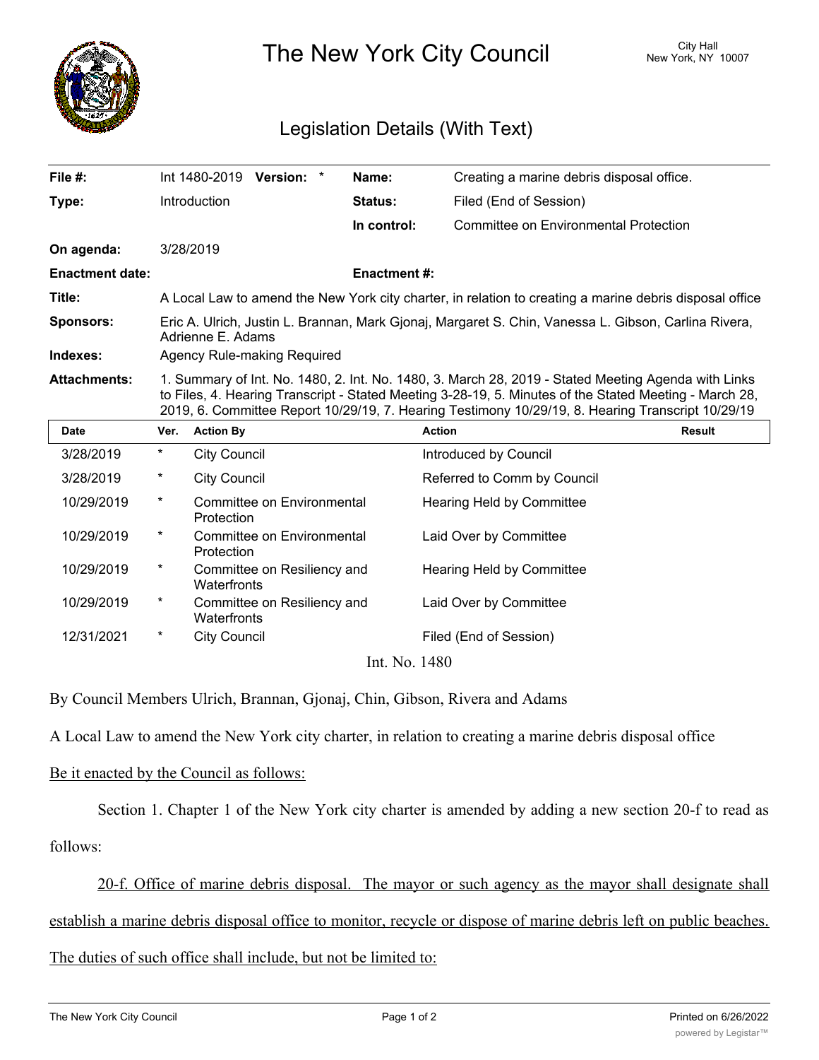# The New York City Council

City Hall
New York, NY 10007

## Legislation Details (With Text)

| | | | |
|---|---|---|---|
| **File #:** | Int 1480-2019 **Version:** * | **Name:** | Creating a marine debris disposal office. |
| **Type:** | Introduction | **Status:** | Filed (End of Session) |
| | | **In control:** | Committee on Environmental Protection |
| **On agenda:** | 3/28/2019 | | |
| **Enactment date:** | | **Enactment #:** | |
| **Title:** | A Local Law to amend the New York city charter, in relation to creating a marine debris disposal office | | |
| **Sponsors:** | Eric A. Ulrich, Justin L. Brannan, Mark Gjonaj, Margaret S. Chin, Vanessa L. Gibson, Carlina Rivera, Adrienne E. Adams | | |
| **Indexes:** | Agency Rule-making Required | | |
| **Attachments:** | 1. Summary of Int. No. 1480, 2. Int. No. 1480, 3. March 28, 2019 - Stated Meeting Agenda with Links to Files, 4. Hearing Transcript - Stated Meeting 3-28-19, 5. Minutes of the Stated Meeting - March 28, 2019, 6. Committee Report 10/29/19, 7. Hearing Testimony 10/29/19, 8. Hearing Transcript 10/29/19 | | |

| Date | Ver. | Action By | Action | Result |
|---|---|---|---|---|
| 3/28/2019 | * | City Council | Introduced by Council | |
| 3/28/2019 | * | City Council | Referred to Comm by Council | |
| 10/29/2019 | * | Committee on Environmental Protection | Hearing Held by Committee | |
| 10/29/2019 | * | Committee on Environmental Protection | Laid Over by Committee | |
| 10/29/2019 | * | Committee on Resiliency and Waterfronts | Hearing Held by Committee | |
| 10/29/2019 | * | Committee on Resiliency and Waterfronts | Laid Over by Committee | |
| 12/31/2021 | * | City Council | Filed (End of Session) | |

Int. No. 1480

By Council Members Ulrich, Brannan, Gjonaj, Chin, Gibson, Rivera and Adams

A Local Law to amend the New York city charter, in relation to creating a marine debris disposal office

Be it enacted by the Council as follows:

Section 1. Chapter 1 of the New York city charter is amended by adding a new section 20-f to read as follows:

20-f. Office of marine debris disposal. The mayor or such agency as the mayor shall designate shall establish a marine debris disposal office to monitor, recycle or dispose of marine debris left on public beaches. The duties of such office shall include, but not be limited to: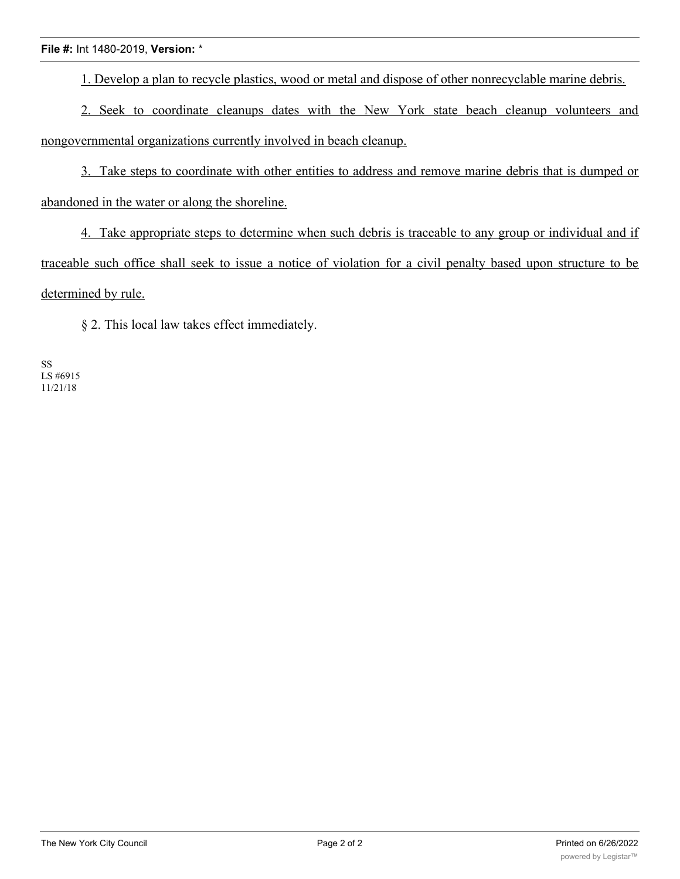1. Develop a plan to recycle plastics, wood or metal and dispose of other nonrecyclable marine debris.

2. Seek to coordinate cleanups dates with the New York state beach cleanup volunteers and nongovernmental organizations currently involved in beach cleanup.

3. Take steps to coordinate with other entities to address and remove marine debris that is dumped or abandoned in the water or along the shoreline.

4. Take appropriate steps to determine when such debris is traceable to any group or individual and if traceable such office shall seek to issue a notice of violation for a civil penalty based upon structure to be determined by rule.

§ 2. This local law takes effect immediately.

SS
LS #6915
11/21/18